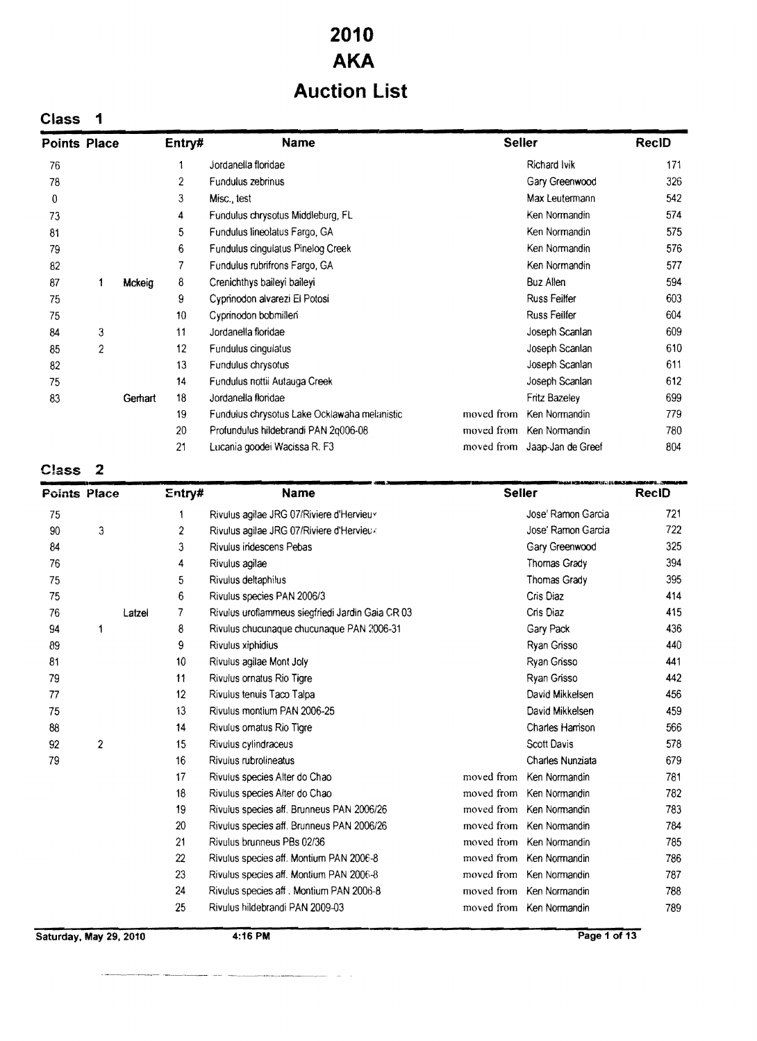# 2010
# AKA
# Auction List

## Class 1

| Points | Place | | Entry# | Name | | Seller | RecID |
|---|---|---|---|---|---|---|---|
| 76 | | | 1 | Jordanella floridae | | Richard Ivik | 171 |
| 78 | | | 2 | Fundulus zebrinus | | Gary Greenwood | 326 |
| 0 | | | 3 | Misc., test | | Max Leutermann | 542 |
| 73 | | | 4 | Fundulus chrysotus Middleburg, FL | | Ken Normandin | 574 |
| 81 | | | 5 | Fundulus lineolatus Fargo, GA | | Ken Normandin | 575 |
| 79 | | | 6 | Fundulus cingulatus Pinelog Creek | | Ken Normandin | 576 |
| 82 | | | 7 | Fundulus rubrifrons Fargo, GA | | Ken Normandin | 577 |
| 87 | 1 | Mckeig | 8 | Crenichthys baileyi baileyi | | Buz Allen | 594 |
| 75 | | | 9 | Cyprinodon alvarezi El Potosi | | Russ Feilfer | 603 |
| 75 | | | 10 | Cyprinodon bobmilleri | | Russ Feilfer | 604 |
| 84 | 3 | | 11 | Jordanella floridae | | Joseph Scanlan | 609 |
| 85 | 2 | | 12 | Fundulus cingulatus | | Joseph Scanlan | 610 |
| 82 | | | 13 | Fundulus chrysotus | | Joseph Scanlan | 611 |
| 75 | | | 14 | Fundulus nottii Autauga Creek | | Joseph Scanlan | 612 |
| 83 | | Gerhart | 18 | Jordanella floridae | | Fritz Bazeley | 699 |
| | | | 19 | Fundulus chrysotus Lake Ocklawaha melanistic | moved from | Ken Normandin | 779 |
| | | | 20 | Profundulus hildebrandi PAN 2q006-08 | moved from | Ken Normandin | 780 |
| | | | 21 | Lucania goodei Wacissa R. F3 | moved from | Jaap-Jan de Greef | 804 |

## Class 2

| Points | Place | | Entry# | Name | | Seller | RecID |
|---|---|---|---|---|---|---|---|
| 75 | | | 1 | Rivulus agilae JRG 07/Riviere d'Hervieu | | Jose' Ramon Garcia | 721 |
| 90 | 3 | | 2 | Rivulus agilae JRG 07/Riviere d'Hervieu | | Jose' Ramon Garcia | 722 |
| 84 | | | 3 | Rivulus iridescens Pebas | | Gary Greenwood | 325 |
| 76 | | | 4 | Rivulus agilae | | Thomas Grady | 394 |
| 75 | | | 5 | Rivulus deltaphilus | | Thomas Grady | 395 |
| 75 | | | 6 | Rivulus species PAN 2006/3 | | Cris Diaz | 414 |
| 76 | | Latzel | 7 | Rivulus uroflammeus siegfriedi Jardin Gaia CR 03 | | Cris Diaz | 415 |
| 94 | 1 | | 8 | Rivulus chucunaque chucunaque PAN 2006-31 | | Gary Pack | 436 |
| 89 | | | 9 | Rivulus xiphidius | | Ryan Grisso | 440 |
| 81 | | | 10 | Rivulus agilae Mont Joly | | Ryan Grisso | 441 |
| 79 | | | 11 | Rivulus ornatus Rio Tigre | | Ryan Grisso | 442 |
| 77 | | | 12 | Rivulus tenuis Taco Talpa | | David Mikkelsen | 456 |
| 75 | | | 13 | Rivulus montium PAN 2006-25 | | David Mikkelsen | 459 |
| 88 | | | 14 | Rivulus ornatus Rio Tigre | | Charles Harrison | 566 |
| 92 | 2 | | 15 | Rivulus cylindraceus | | Scott Davis | 578 |
| 79 | | | 16 | Rivulus rubrolineatus | | Charles Nunziata | 679 |
| | | | 17 | Rivulus species Alter do Chao | moved from | Ken Normandin | 781 |
| | | | 18 | Rivulus species Alter do Chao | moved from | Ken Normandin | 782 |
| | | | 19 | Rivulus species aff. Brunneus PAN 2006/26 | moved from | Ken Normandin | 783 |
| | | | 20 | Rivulus species aff. Brunneus PAN 2006/26 | moved from | Ken Normandin | 784 |
| | | | 21 | Rivulus brunneus PBs 02/36 | moved from | Ken Normandin | 785 |
| | | | 22 | Rivulus species aff. Montium PAN 2006-8 | moved from | Ken Normandin | 786 |
| | | | 23 | Rivulus species aff. Montium PAN 2006-8 | moved from | Ken Normandin | 787 |
| | | | 24 | Rivulus species aff . Montium PAN 2006-8 | moved from | Ken Normandin | 788 |
| | | | 25 | Rivulus hildebrandi PAN 2009-03 | moved from | Ken Normandin | 789 |

Saturday, May 29, 2010 4:16 PM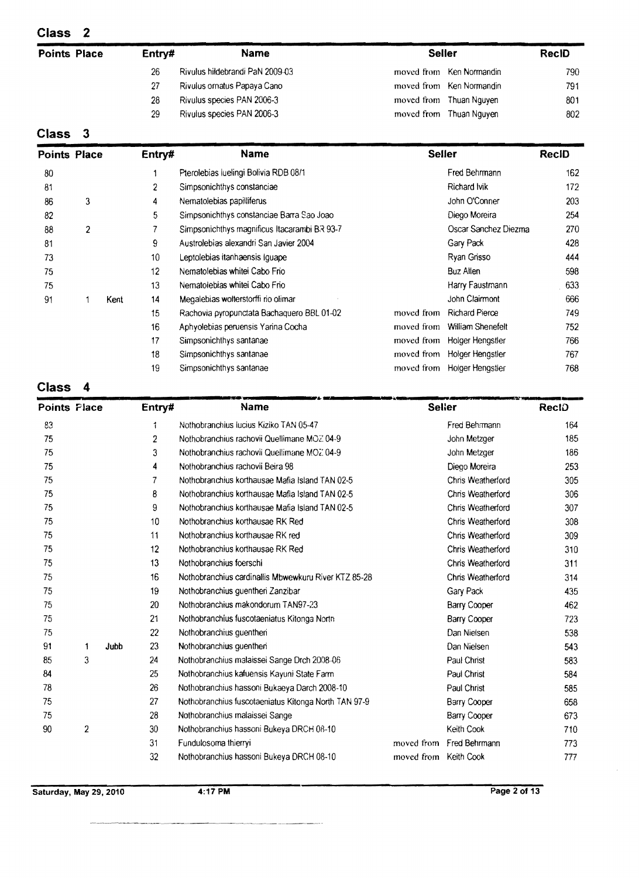## Class 2

| Points | Place | | Entry# | Name | Seller | | RecID |
|---|---|---|---|---|---|---|---|
| | | | 26 | Rivulus hildebrandi PaN 2009-03 | moved from | Ken Normandin | 790 |
| | | | 27 | Rivulus ornatus Papaya Cano | moved from | Ken Normandin | 791 |
| | | | 28 | Rivulus species PAN 2006-3 | moved from | Thuan Nguyen | 801 |
| | | | 29 | Rivulus species PAN 2006-3 | moved from | Thuan Nguyen | 802 |

## Class 3

| Points | Place | | Entry# | Name | Seller | | RecID |
|---|---|---|---|---|---|---|---|
| 80 | | | 1 | Pterolebias luelingi Bolivia RDB 08/1 | | Fred Behrmann | 162 |
| 81 | | | 2 | Simpsonichthys constanciae | | Richard Ivik | 172 |
| 86 | 3 | | 4 | Nematolebias papilliferus | | John O'Conner | 203 |
| 82 | | | 5 | Simpsonichthys constanciae Barra Sao Joao | | Diego Moreira | 254 |
| 88 | 2 | | 7 | Simpsonichthys magnificus Itacarambi BR 93-7 | | Oscar Sanchez Diezma | 270 |
| 81 | | | 9 | Austrolebias alexandri San Javier 2004 | | Gary Pack | 428 |
| 73 | | | 10 | Leptolebias itanhaensis Iguape | | Ryan Grisso | 444 |
| 75 | | | 12 | Nematolebias whitei Cabo Frio | | Buz Allen | 598 |
| 75 | | | 13 | Nematolebias whitei Cabo Frio | | Harry Faustmann | 633 |
| 91 | 1 | Kent | 14 | Megalebias wolterstorffi rio olimar | | John Clairmont | 666 |
| | | | 15 | Rachovia pyropunctata Bachaquero BBL 01-02 | moved from | Richard Pierce | 749 |
| | | | 16 | Aphyolebias peruensis Yarina Cocha | moved from | William Shenefelt | 752 |
| | | | 17 | Simpsonichthys santanae | moved from | Holger Hengstler | 766 |
| | | | 18 | Simpsonichthys santanae | moved from | Holger Hengstler | 767 |
| | | | 19 | Simpsonichthys santanae | moved from | Holger Hengstler | 768 |

## Class 4

| Points | Place | | Entry# | Name | Seller | | RecID |
|---|---|---|---|---|---|---|---|
| 83 | | | 1 | Nothobranchius lucius Kiziko TAN 05-47 | | Fred Behrmann | 164 |
| 75 | | | 2 | Nothobranchius rachovii Quellimane MOZ 04-9 | | John Metzger | 185 |
| 75 | | | 3 | Nothobranchius rachovii Quellimane MOZ 04-9 | | John Metzger | 186 |
| 75 | | | 4 | Nothobranchius rachovii Beira 98 | | Diego Moreira | 253 |
| 75 | | | 7 | Nothobranchius korthausae Mafia Island TAN 02-5 | | Chris Weatherford | 305 |
| 75 | | | 8 | Nothobranchius korthausae Mafia Island TAN 02-5 | | Chris Weatherford | 306 |
| 75 | | | 9 | Nothobranchius korthausae Mafia Island TAN 02-5 | | Chris Weatherford | 307 |
| 75 | | | 10 | Nothobranchius korthausae RK Red | | Chris Weatherford | 308 |
| 75 | | | 11 | Nothobranchius korthausae RK red | | Chris Weatherford | 309 |
| 75 | | | 12 | Nothobranchius korthausae RK Red | | Chris Weatherford | 310 |
| 75 | | | 13 | Nothobranchius foerschi | | Chris Weatherford | 311 |
| 75 | | | 16 | Nothobranchius cardinallis Mbwewkuru River KTZ 85-28 | | Chris Weatherford | 314 |
| 75 | | | 19 | Nothobranchius guentheri Zanzibar | | Gary Pack | 435 |
| 75 | | | 20 | Nothobranchius makondorum TAN97-23 | | Barry Cooper | 462 |
| 75 | | | 21 | Nothobranchius fuscotaeniatus Kitonga North | | Barry Cooper | 723 |
| 75 | | | 22 | Nothobranchius guentheri | | Dan Nielsen | 538 |
| 91 | 1 | Jubb | 23 | Nothobranchius guentheri | | Dan Nielsen | 543 |
| 85 | 3 | | 24 | Nothobranchius malaissei Sange Drch 2008-06 | | Paul Christ | 583 |
| 84 | | | 25 | Nothobranchius kafuensis Kayuni State Farm | | Paul Christ | 584 |
| 78 | | | 26 | Nothobranchius hassoni Bukaeya Darch 2008-10 | | Paul Christ | 585 |
| 75 | | | 27 | Nothobranchius fuscotaeniatus Kitonga North TAN 97-9 | | Barry Cooper | 658 |
| 75 | | | 28 | Nothobranchius malaissei Sange | | Barry Cooper | 673 |
| 90 | 2 | | 30 | Nothobranchius hassoni Bukeya DRCH 08-10 | | Keith Cook | 710 |
| | | | 31 | Fundulosoma thierryi | moved from | Fred Behrmann | 773 |
| | | | 32 | Nothobranchius hassoni Bukeya DRCH 08-10 | moved from | Keith Cook | 777 |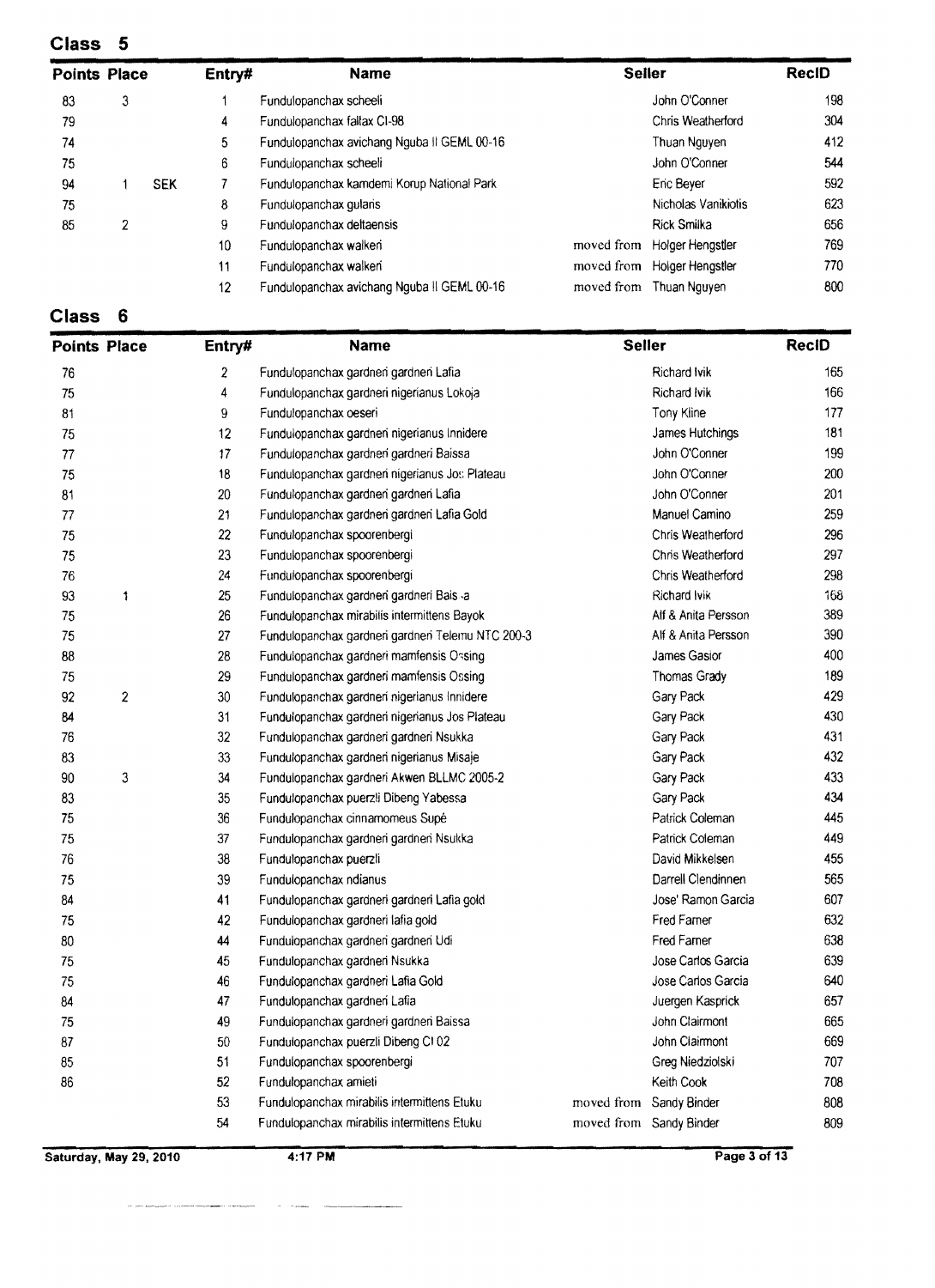## Class 5

| Points | Place | | Entry# | Name | | Seller | RecID |
|---|---|---|---|---|---|---|---|
| 83 | 3 | | 1 | Fundulopanchax scheeli | | John O'Conner | 198 |
| 79 | | | 4 | Fundulopanchax fallax CI-98 | | Chris Weatherford | 304 |
| 74 | | | 5 | Fundulopanchax avichang Nguba II GEML 00-16 | | Thuan Nguyen | 412 |
| 75 | | | 6 | Fundulopanchax scheeli | | John O'Conner | 544 |
| 94 | 1 | SEK | 7 | Fundulopanchax kamdemi Korup National Park | | Eric Beyer | 592 |
| 75 | | | 8 | Fundulopanchax gularis | | Nicholas Vanikiotis | 623 |
| 85 | 2 | | 9 | Fundulopanchax deltaensis | | Rick Smilka | 656 |
| | | | 10 | Fundulopanchax walkeri | moved from | Holger Hengstler | 769 |
| | | | 11 | Fundulopanchax walkeri | moved from | Holger Hengstler | 770 |
| | | | 12 | Fundulopanchax avichang Nguba II GEML 00-16 | moved from | Thuan Nguyen | 800 |

## Class 6

| Points | Place | Entry# | Name | | Seller | RecID |
|---|---|---|---|---|---|---|
| 76 | | 2 | Fundulopanchax gardneri gardneri Lafia | | Richard Ivik | 165 |
| 75 | | 4 | Fundulopanchax gardneri nigerianus Lokoja | | Richard Ivik | 166 |
| 81 | | 9 | Fundulopanchax oeseri | | Tony Kline | 177 |
| 75 | | 12 | Fundulopanchax gardneri nigerianus Innidere | | James Hutchings | 181 |
| 77 | | 17 | Fundulopanchax gardneri gardneri Baissa | | John O'Conner | 199 |
| 75 | | 18 | Fundulopanchax gardneri nigerianus Jos Plateau | | John O'Conner | 200 |
| 81 | | 20 | Fundulopanchax gardneri gardneri Lafia | | John O'Conner | 201 |
| 77 | | 21 | Fundulopanchax gardneri gardneri Lafia Gold | | Manuel Camino | 259 |
| 75 | | 22 | Fundulopanchax spoorenbergi | | Chris Weatherford | 296 |
| 75 | | 23 | Fundulopanchax spoorenbergi | | Chris Weatherford | 297 |
| 76 | | 24 | Fundulopanchax spoorenbergi | | Chris Weatherford | 298 |
| 93 | 1 | 25 | Fundulopanchax gardneri gardneri Baissa | | Richard Ivik | 168 |
| 75 | | 26 | Fundulopanchax mirabilis intermittens Bayok | | Alf & Anita Persson | 389 |
| 75 | | 27 | Fundulopanchax gardneri gardneri Telemu NTC 200-3 | | Alf & Anita Persson | 390 |
| 88 | | 28 | Fundulopanchax gardneri mamfensis Ossing | | James Gasior | 400 |
| 75 | | 29 | Fundulopanchax gardneri mamfensis Ossing | | Thomas Grady | 189 |
| 92 | 2 | 30 | Fundulopanchax gardneri nigerianus Innidere | | Gary Pack | 429 |
| 84 | | 31 | Fundulopanchax gardneri nigerianus Jos Plateau | | Gary Pack | 430 |
| 76 | | 32 | Fundulopanchax gardneri gardneri Nsukka | | Gary Pack | 431 |
| 83 | | 33 | Fundulopanchax gardneri nigerianus Misaje | | Gary Pack | 432 |
| 90 | 3 | 34 | Fundulopanchax gardneri Akwen BLLMC 2005-2 | | Gary Pack | 433 |
| 83 | | 35 | Fundulopanchax puerzli Dibeng Yabessa | | Gary Pack | 434 |
| 75 | | 36 | Fundulopanchax cinnamomeus Supé | | Patrick Coleman | 445 |
| 75 | | 37 | Fundulopanchax gardneri gardneri Nsukka | | Patrick Coleman | 449 |
| 76 | | 38 | Fundulopanchax puerzli | | David Mikkelsen | 455 |
| 75 | | 39 | Fundulopanchax ndianus | | Darrell Clendinnen | 565 |
| 84 | | 41 | Fundulopanchax gardneri gardneri Lafia gold | | Jose' Ramon Garcia | 607 |
| 75 | | 42 | Fundulopanchax gardneri lafia gold | | Fred Farner | 632 |
| 80 | | 44 | Fundulopanchax gardneri gardneri Udi | | Fred Farner | 638 |
| 75 | | 45 | Fundulopanchax gardneri Nsukka | | Jose Carlos Garcia | 639 |
| 75 | | 46 | Fundulopanchax gardneri Lafia Gold | | Jose Carlos Garcia | 640 |
| 84 | | 47 | Fundulopanchax gardneri Lafia | | Juergen Kasprick | 657 |
| 75 | | 49 | Fundulopanchax gardneri gardneri Baissa | | John Clairmont | 665 |
| 87 | | 50 | Fundulopanchax puerzli Dibeng CI 02 | | John Clairmont | 669 |
| 85 | | 51 | Fundulopanchax spoorenbergi | | Greg Niedziolski | 707 |
| 86 | | 52 | Fundulopanchax amieti | | Keith Cook | 708 |
| | | 53 | Fundulopanchax mirabilis intermittens Etuku | moved from | Sandy Binder | 808 |
| | | 54 | Fundulopanchax mirabilis intermittens Etuku | moved from | Sandy Binder | 809 |

Saturday, May 29, 2010 4:17 PM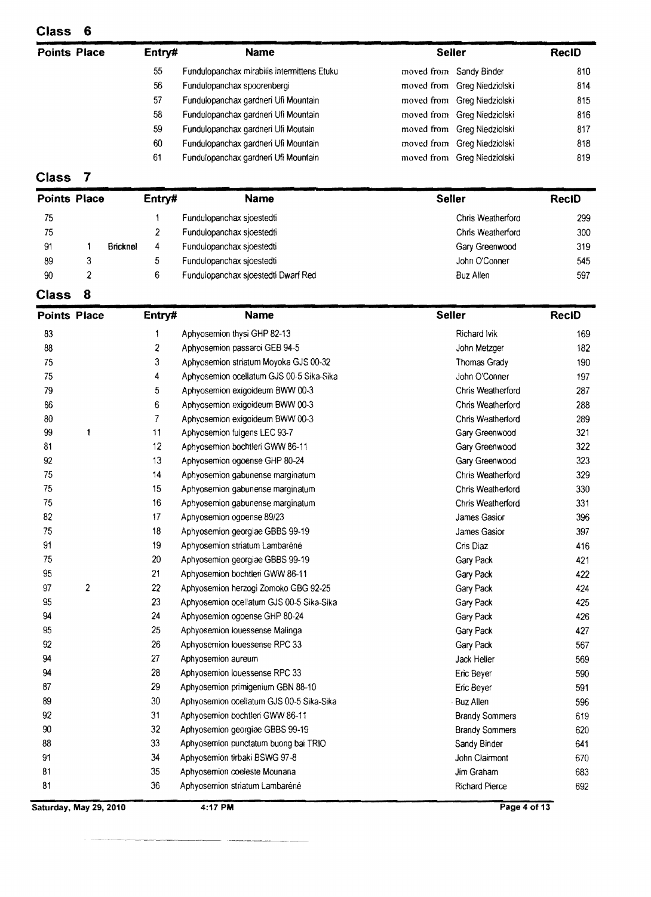## Class 6

| Points | Place | | Entry# | Name | Seller | RecID |
|---|---|---|---|---|---|---|
| | | | 55 | Fundulopanchax mirabilis intermittens Etuku | moved from Sandy Binder | 810 |
| | | | 56 | Fundulopanchax spoorenbergi | moved from Greg Niedziolski | 814 |
| | | | 57 | Fundulopanchax gardneri Ufi Mountain | moved from Greg Niedziolski | 815 |
| | | | 58 | Fundulopanchax gardneri Ufi Mountain | moved from Greg Niedziolski | 816 |
| | | | 59 | Fundulopanchax gardneri Ufi Moutain | moved from Greg Niedziolski | 817 |
| | | | 60 | Fundulopanchax gardneri Ufi Mountain | moved from Greg Niedziolski | 818 |
| | | | 61 | Fundulopanchax gardneri Ufi Mountain | moved from Greg Niedziolski | 819 |

## Class 7

| Points | Place | | Entry# | Name | Seller | RecID |
|---|---|---|---|---|---|---|
| 75 | | | 1 | Fundulopanchax sjoestedti | Chris Weatherford | 299 |
| 75 | | | 2 | Fundulopanchax sjoestedti | Chris Weatherford | 300 |
| 91 | 1 | Bricknel | 4 | Fundulopanchax sjoestedti | Gary Greenwood | 319 |
| 89 | 3 | | 5 | Fundulopanchax sjoestedti | John O'Conner | 545 |
| 90 | 2 | | 6 | Fundulopanchax sjoestedti Dwarf Red | Buz Allen | 597 |

## Class 8

| Points | Place | Entry# | Name | Seller | RecID |
|---|---|---|---|---|---|
| 83 | | 1 | Aphyosemion thysi GHP 82-13 | Richard Ivik | 169 |
| 88 | | 2 | Aphyosemion passaroi GEB 94-5 | John Metzger | 182 |
| 75 | | 3 | Aphyosemion striatum Moyoka GJS 00-32 | Thomas Grady | 190 |
| 75 | | 4 | Aphyosemion ocellatum GJS 00-5 Sika-Sika | John O'Conner | 197 |
| 79 | | 5 | Aphyosemion exigoideum BWW 00-3 | Chris Weatherford | 287 |
| 86 | | 6 | Aphyosemion exigoideum BWW 00-3 | Chris Weatherford | 288 |
| 80 | | 7 | Aphyosemion exigoideum BWW 00-3 | Chris Weatherford | 289 |
| 99 | 1 | 11 | Aphyosemion fulgens LEC 93-7 | Gary Greenwood | 321 |
| 81 | | 12 | Aphyosemion bochtleri GWW 86-11 | Gary Greenwood | 322 |
| 92 | | 13 | Aphyosemion ogoense GHP 80-24 | Gary Greenwood | 323 |
| 75 | | 14 | Aphyosemion gabunense marginatum | Chris Weatherford | 329 |
| 75 | | 15 | Aphyosemion gabunense marginatum | Chris Weatherford | 330 |
| 75 | | 16 | Aphyosemion gabunense marginatum | Chris Weatherford | 331 |
| 82 | | 17 | Aphyosemion ogoense 89/23 | James Gasior | 396 |
| 75 | | 18 | Aphyosemion georgiae GBBS 99-19 | James Gasior | 397 |
| 91 | | 19 | Aphyosemion striatum Lambaréné | Cris Diaz | 416 |
| 75 | | 20 | Aphyosemion georgiae GBBS 99-19 | Gary Pack | 421 |
| 95 | | 21 | Aphyosemion bochtleri GWW 86-11 | Gary Pack | 422 |
| 97 | 2 | 22 | Aphyosemion herzogi Zomoko GBG 92-25 | Gary Pack | 424 |
| 95 | | 23 | Aphyosemion ocellatum GJS 00-5 Sika-Sika | Gary Pack | 425 |
| 94 | | 24 | Aphyosemion ogoense GHP 80-24 | Gary Pack | 426 |
| 95 | | 25 | Aphyosemion louessense Malinga | Gary Pack | 427 |
| 92 | | 26 | Aphyosemion louessense RPC 33 | Gary Pack | 567 |
| 94 | | 27 | Aphyosemion aureum | Jack Heller | 569 |
| 94 | | 28 | Aphyosemion louessense RPC 33 | Eric Beyer | 590 |
| 87 | | 29 | Aphyosemion primigenium GBN 88-10 | Eric Beyer | 591 |
| 89 | | 30 | Aphyosemion ocellatum GJS 00-5 Sika-Sika | Buz Allen | 596 |
| 92 | | 31 | Aphyosemion bochtleri GWW 86-11 | Brandy Sommers | 619 |
| 90 | | 32 | Aphyosemion georgiae GBBS 99-19 | Brandy Sommers | 620 |
| 88 | | 33 | Aphyosemion punctatum buong bai TRIO | Sandy Binder | 641 |
| 91 | | 34 | Aphyosemion tirbaki BSWG 97-8 | John Clairmont | 670 |
| 81 | | 35 | Aphyosemion coeleste Mounana | Jim Graham | 683 |
| 81 | | 36 | Aphyosemion striatum Lambaréné | Richard Pierce | 692 |

Saturday, May 29, 2010 4:17 PM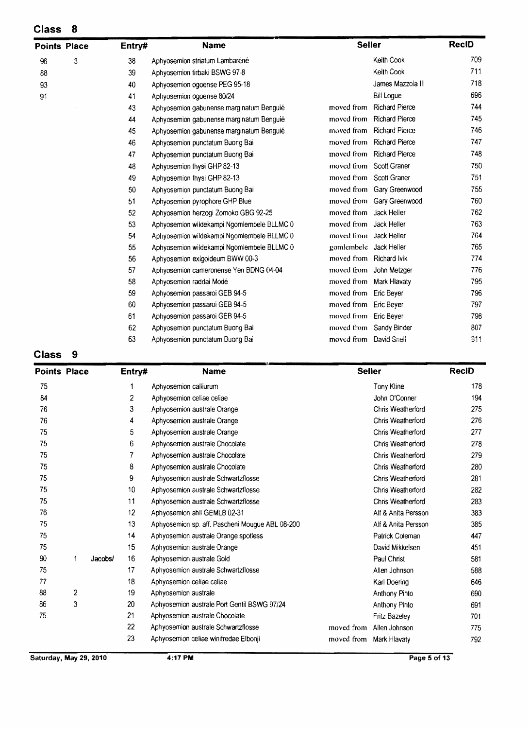## Class 8

| Points | Place | | Entry# | Name | | Seller | RecID |
|---|---|---|---|---|---|---|---|
| 96 | 3 | | 38 | Aphyosemion striatum Lambaréné | | Keith Cook | 709 |
| 88 | | | 39 | Aphyosemion tirbaki BSWG 97-8 | | Keith Cook | 711 |
| 93 | | | 40 | Aphyosemion ogoense PEG 95-18 | | James Mazzola III | 718 |
| 91 | | | 41 | Aphyosemion ogoense 80/24 | | Bill Logue | 696 |
| | | | 43 | Aphyosemion gabunense marginatum Benguié | moved from | Richard Pierce | 744 |
| | | | 44 | Aphyosemion gabunense marginatum Benguié | moved from | Richard Pierce | 745 |
| | | | 45 | Aphyosemion gabunense marginatum Benguié | moved from | Richard Pierce | 746 |
| | | | 46 | Aphyosemion punctatum Buong Bai | moved from | Richard Pierce | 747 |
| | | | 47 | Aphyosemion punctatum Buong Bai | moved from | Richard Pierce | 748 |
| | | | 48 | Aphyosemion thysi GHP 82-13 | moved from | Scott Graner | 750 |
| | | | 49 | Aphyosemion thysi GHP 82-13 | moved from | Scott Graner | 751 |
| | | | 50 | Aphyosemion punctatum Buong Bai | moved from | Gary Greenwood | 755 |
| | | | 51 | Aphyosemion pyrophore GHP Blue | moved from | Gary Greenwood | 760 |
| | | | 52 | Aphyosemion herzogi Zomoko GBG 92-25 | moved from | Jack Heller | 762 |
| | | | 53 | Aphyosemion wildekampi Ngomlembele BLLMC 0 | moved from | Jack Heller | 763 |
| | | | 54 | Aphyosemion wildekampi Ngomlembele BLLMC 0 | moved from | Jack Heller | 764 |
| | | | 55 | Aphyosemion wildekampi Ngomlembele BLLMC 0 | gomlembele | Jack Heller | 765 |
| | | | 56 | Aphyosemion exigoideum BWW 00-3 | moved from | Richard Ivik | 774 |
| | | | 57 | Aphyosemion cameronense Yen BDNG 04-04 | moved from | John Metzger | 776 |
| | | | 58 | Aphyosemion raddai Modé | moved from | Mark Hlavaty | 795 |
| | | | 59 | Aphyosemion passaroi GEB 94-5 | moved from | Eric Beyer | 796 |
| | | | 60 | Aphyosemion passaroi GEB 94-5 | moved from | Eric Beyer | 797 |
| | | | 61 | Aphyosemion passaroi GEB 94-5 | moved from | Eric Beyer | 798 |
| | | | 62 | Aphyosemion punctatum Buong Bai | moved from | Sandy Binder | 807 |
| | | | 63 | Aphyosemion punctatum Buong Bai | moved from | David Snell | 811 |

## Class 9

| Points | Place | | Entry# | Name | | Seller | RecID |
|---|---|---|---|---|---|---|---|
| 75 | | | 1 | Aphyosemion calliurum | | Tony Kline | 178 |
| 84 | | | 2 | Aphyosemion celiae celiae | | John O'Conner | 194 |
| 76 | | | 3 | Aphyosemion australe Orange | | Chris Weatherford | 275 |
| 76 | | | 4 | Aphyosemion australe Orange | | Chris Weatherford | 276 |
| 75 | | | 5 | Aphyosemion australe Orange | | Chris Weatherford | 277 |
| 75 | | | 6 | Aphyosemion australe Chocolate | | Chris Weatherford | 278 |
| 75 | | | 7 | Aphyosemion australe Chocolate | | Chris Weatherford | 279 |
| 75 | | | 8 | Aphyosemion australe Chocolate | | Chris Weatherford | 280 |
| 75 | | | 9 | Aphyosemion australe Schwartzflosse | | Chris Weatherford | 281 |
| 75 | | | 10 | Aphyosemion australe Schwartzflosse | | Chris Weatherford | 282 |
| 75 | | | 11 | Aphyosemion australe Schwartzflosse | | Chris Weatherford | 283 |
| 76 | | | 12 | Aphyosemion ahli GEMLB 02-31 | | Alf & Anita Persson | 383 |
| 75 | | | 13 | Aphyosemion sp. aff. Pascheni Mougue ABL 08-200 | | Alf & Anita Persson | 385 |
| 75 | | | 14 | Aphyosemion australe Orange spotless | | Patrick Coleman | 447 |
| 75 | | | 15 | Aphyosemion australe Orange | | David Mikkelsen | 451 |
| 90 | 1 | Jacobs/ | 16 | Aphyosemion australe Gold | | Paul Christ | 581 |
| 75 | | | 17 | Aphyosemion australe Schwartzflosse | | Allen Johnson | 588 |
| 77 | | | 18 | Aphyosemion celiae celiae | | Karl Doering | 646 |
| 88 | 2 | | 19 | Aphyosemion australe | | Anthony Pinto | 690 |
| 86 | 3 | | 20 | Aphyosemion australe Port Gentil BSWG 97/24 | | Anthony Pinto | 691 |
| 75 | | | 21 | Aphyosemion australe Chocolate | | Fritz Bazeley | 701 |
| | | | 22 | Aphyosemion australe Schwartzflosse | moved from | Allen Johnson | 775 |
| | | | 23 | Aphyosemion celiae winifredae Elbonji | moved from | Mark Hlavaty | 792 |

Saturday, May 29, 2010 4:17 PM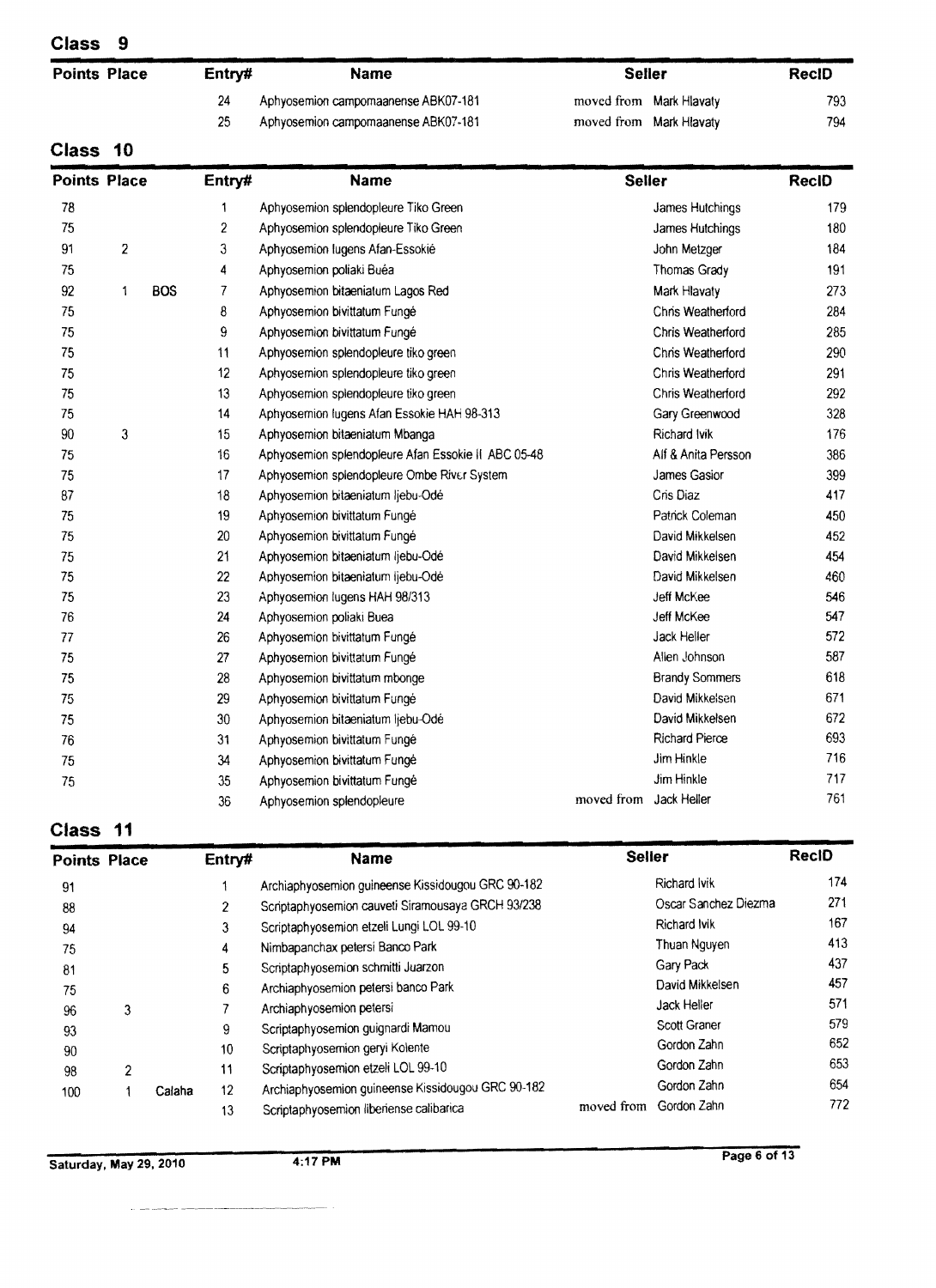## Class 9

| Points | Place | | Entry# | Name | Seller | RecID |
|---|---|---|---|---|---|---|
| | | | 24 | Aphyosemion campomaanense ABK07-181 | moved from Mark Hlavaty | 793 |
| | | | 25 | Aphyosemion campomaanense ABK07-181 | moved from Mark Hlavaty | 794 |

## Class 10

| Points | Place | | Entry# | Name | Seller | RecID |
|---|---|---|---|---|---|---|
| 78 | | | 1 | Aphyosemion splendopleure Tiko Green | James Hutchings | 179 |
| 75 | | | 2 | Aphyosemion splendopleure Tiko Green | James Hutchings | 180 |
| 91 | 2 | | 3 | Aphyosemion lugens Afan-Essokié | John Metzger | 184 |
| 75 | | | 4 | Aphyosemion poliaki Buéa | Thomas Grady | 191 |
| 92 | 1 | BOS | 7 | Aphyosemion bitaeniatum Lagos Red | Mark Hlavaty | 273 |
| 75 | | | 8 | Aphyosemion bivittatum Fungé | Chris Weatherford | 284 |
| 75 | | | 9 | Aphyosemion bivittatum Fungé | Chris Weatherford | 285 |
| 75 | | | 11 | Aphyosemion splendopleure tiko green | Chris Weatherford | 290 |
| 75 | | | 12 | Aphyosemion splendopleure tiko green | Chris Weatherford | 291 |
| 75 | | | 13 | Aphyosemion splendopleure tiko green | Chris Weatherford | 292 |
| 75 | | | 14 | Aphyosemion lugens Afan Essokie HAH 98-313 | Gary Greenwood | 328 |
| 90 | 3 | | 15 | Aphyosemion bitaeniatum Mbanga | Richard Ivik | 176 |
| 75 | | | 16 | Aphyosemion splendopleure Afan Essokie II ABC 05-48 | Alf & Anita Persson | 386 |
| 75 | | | 17 | Aphyosemion splendopleure Ombe River System | James Gasior | 399 |
| 87 | | | 18 | Aphyosemion bitaeniatum Ijebu-Odé | Cris Diaz | 417 |
| 75 | | | 19 | Aphyosemion bivittatum Fungé | Patrick Coleman | 450 |
| 75 | | | 20 | Aphyosemion bivittatum Fungé | David Mikkelsen | 452 |
| 75 | | | 21 | Aphyosemion bitaeniatum Ijebu-Odé | David Mikkelsen | 454 |
| 75 | | | 22 | Aphyosemion bitaeniatum Ijebu-Odé | David Mikkelsen | 460 |
| 75 | | | 23 | Aphyosemion lugens HAH 98/313 | Jeff McKee | 546 |
| 76 | | | 24 | Aphyosemion poliaki Buea | Jeff McKee | 547 |
| 77 | | | 26 | Aphyosemion bivittatum Fungé | Jack Heller | 572 |
| 75 | | | 27 | Aphyosemion bivittatum Fungé | Allen Johnson | 587 |
| 75 | | | 28 | Aphyosemion bivittatum mbonge | Brandy Sommers | 618 |
| 75 | | | 29 | Aphyosemion bivittatum Fungé | David Mikkelsen | 671 |
| 75 | | | 30 | Aphyosemion bitaeniatum Ijebu-Odé | David Mikkelsen | 672 |
| 76 | | | 31 | Aphyosemion bivittatum Fungé | Richard Pierce | 693 |
| 75 | | | 34 | Aphyosemion bivittatum Fungé | Jim Hinkle | 716 |
| 75 | | | 35 | Aphyosemion bivittatum Fungé | Jim Hinkle | 717 |
| | | | 36 | Aphyosemion splendopleure | moved from Jack Heller | 761 |

## Class 11

| Points | Place | | Entry# | Name | Seller | RecID |
|---|---|---|---|---|---|---|
| 91 | | | 1 | Archiaphyosemion guineense Kissidougou GRC 90-182 | Richard Ivik | 174 |
| 88 | | | 2 | Scriptaphyosemion cauveti Siramousaya GRCH 93/238 | Oscar Sanchez Diezma | 271 |
| 94 | | | 3 | Scriptaphyosemion etzeli Lungi LOL 99-10 | Richard Ivik | 167 |
| 75 | | | 4 | Nimbapanchax petersi Banco Park | Thuan Nguyen | 413 |
| 81 | | | 5 | Scriptaphyosemion schmitti Juarzon | Gary Pack | 437 |
| 75 | | | 6 | Archiaphyosemion petersi banco Park | David Mikkelsen | 457 |
| 96 | 3 | | 7 | Archiaphyosemion petersi | Jack Heller | 571 |
| 93 | | | 9 | Scriptaphyosemion guignardi Mamou | Scott Graner | 579 |
| 90 | | | 10 | Scriptaphyosemion geryi Kolente | Gordon Zahn | 652 |
| 98 | 2 | | 11 | Scriptaphyosemion etzeli LOL 99-10 | Gordon Zahn | 653 |
| 100 | 1 | Calaha | 12 | Archiaphyosemion guineense Kissidougou GRC 90-182 | Gordon Zahn | 654 |
| | | | 13 | Scriptaphyosemion liberiense calibarica | moved from Gordon Zahn | 772 |

Saturday, May 29, 2010 4:17 PM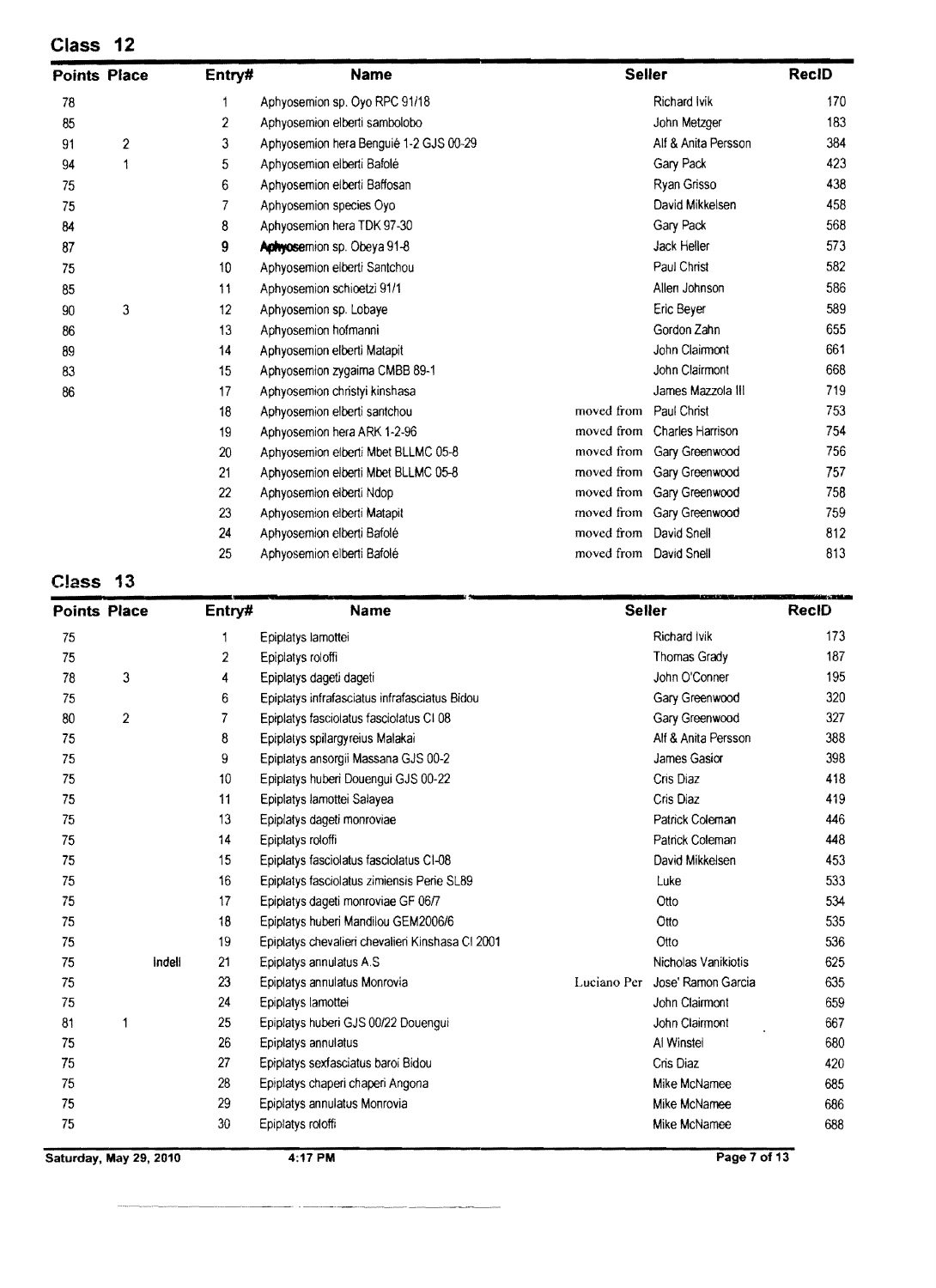## Class 12

| Points | Place | Entry# | Name | | Seller | RecID |
|---|---|---|---|---|---|---|
| 78 | | 1 | Aphyosemion sp. Oyo RPC 91/18 | | Richard Ivik | 170 |
| 85 | | 2 | Aphyosemion elberti sambolobo | | John Metzger | 183 |
| 91 | 2 | 3 | Aphyosemion hera Benguié 1-2 GJS 00-29 | | Alf & Anita Persson | 384 |
| 94 | 1 | 5 | Aphyosemion elberti Bafolé | | Gary Pack | 423 |
| 75 | | 6 | Aphyosemion elberti Baffosan | | Ryan Grisso | 438 |
| 75 | | 7 | Aphyosemion species Oyo | | David Mikkelsen | 458 |
| 84 | | 8 | Aphyosemion hera TDK 97-30 | | Gary Pack | 568 |
| 87 | | 9 | Aphyosemion sp. Obeya 91-8 | | Jack Heller | 573 |
| 75 | | 10 | Aphyosemion elberti Santchou | | Paul Christ | 582 |
| 85 | | 11 | Aphyosemion schioetzi 91/1 | | Allen Johnson | 586 |
| 90 | 3 | 12 | Aphyosemion sp. Lobaye | | Eric Beyer | 589 |
| 86 | | 13 | Aphyosemion hofmanni | | Gordon Zahn | 655 |
| 89 | | 14 | Aphyosemion elberti Matapit | | John Clairmont | 661 |
| 83 | | 15 | Aphyosemion zygaima CMBB 89-1 | | John Clairmont | 668 |
| 86 | | 17 | Aphyosemion christyi kinshasa | | James Mazzola III | 719 |
| | | 18 | Aphyosemion elberti santchou | moved from | Paul Christ | 753 |
| | | 19 | Aphyosemion hera ARK 1-2-96 | moved from | Charles Harrison | 754 |
| | | 20 | Aphyosemion elberti Mbet BLLMC 05-8 | moved from | Gary Greenwood | 756 |
| | | 21 | Aphyosemion elberti Mbet BLLMC 05-8 | moved from | Gary Greenwood | 757 |
| | | 22 | Aphyosemion elberti Ndop | moved from | Gary Greenwood | 758 |
| | | 23 | Aphyosemion elberti Matapit | moved from | Gary Greenwood | 759 |
| | | 24 | Aphyosemion elberti Bafolé | moved from | David Snell | 812 |
| | | 25 | Aphyosemion elberti Bafolé | moved from | David Snell | 813 |

## Class 13

| Points | Place | Entry# | Name | | Seller | RecID |
|---|---|---|---|---|---|---|
| 75 | | 1 | Epiplatys lamottei | | Richard Ivik | 173 |
| 75 | | 2 | Epiplatys roloffi | | Thomas Grady | 187 |
| 78 | 3 | 4 | Epiplatys dageti dageti | | John O'Conner | 195 |
| 75 | | 6 | Epiplatys infrafasciatus infrafasciatus Bidou | | Gary Greenwood | 320 |
| 80 | 2 | 7 | Epiplatys fasciolatus fasciolatus CI 08 | | Gary Greenwood | 327 |
| 75 | | 8 | Epiplatys spilargyreius Malakai | | Alf & Anita Persson | 388 |
| 75 | | 9 | Epiplatys ansorgii Massana GJS 00-2 | | James Gasior | 398 |
| 75 | | 10 | Epiplatys huberi Douengui GJS 00-22 | | Cris Diaz | 418 |
| 75 | | 11 | Epiplatys lamottei Salayea | | Cris Diaz | 419 |
| 75 | | 13 | Epiplatys dageti monroviae | | Patrick Coleman | 446 |
| 75 | | 14 | Epiplatys roloffi | | Patrick Coleman | 448 |
| 75 | | 15 | Epiplatys fasciolatus fasciolatus CI-08 | | David Mikkelsen | 453 |
| 75 | | 16 | Epiplatys fasciolatus zimiensis Perie SL89 | | Luke | 533 |
| 75 | | 17 | Epiplatys dageti monroviae GF 06/7 | | Otto | 534 |
| 75 | | 18 | Epiplatys huberi Mandilou GEM2006/6 | | Otto | 535 |
| 75 | | 19 | Epiplatys chevalieri chevalieri Kinshasa CI 2001 | | Otto | 536 |
| 75 | Indell | 21 | Epiplatys annulatus A.S | | Nicholas Vanikiotis | 625 |
| 75 | | 23 | Epiplatys annulatus Monrovia | Luciano Per | Jose' Ramon Garcia | 635 |
| 75 | | 24 | Epiplatys lamottei | | John Clairmont | 659 |
| 81 | 1 | 25 | Epiplatys huberi GJS 00/22 Douengui | | John Clairmont | 667 |
| 75 | | 26 | Epiplatys annulatus | | Al Winstel | 680 |
| 75 | | 27 | Epiplatys sexfasciatus baroi Bidou | | Cris Diaz | 420 |
| 75 | | 28 | Epiplatys chaperi chaperi Angona | | Mike McNamee | 685 |
| 75 | | 29 | Epiplatys annulatus Monrovia | | Mike McNamee | 686 |
| 75 | | 30 | Epiplatys roloffi | | Mike McNamee | 688 |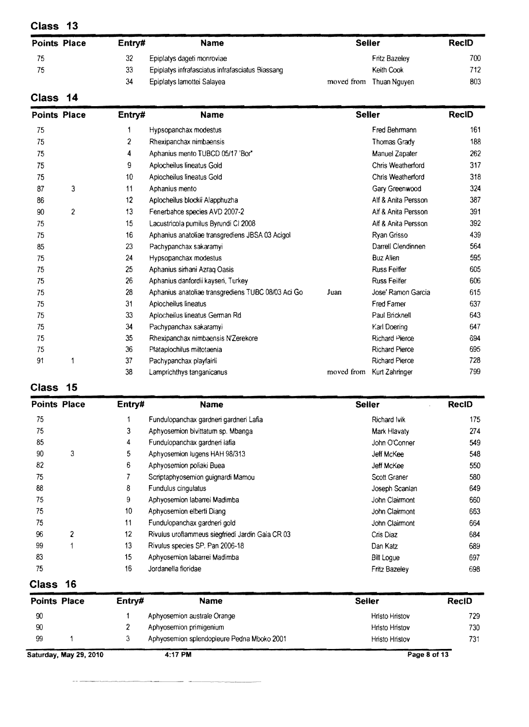## Class 13

| Points | Place | Entry# | Name | | Seller | RecID |
|---|---|---|---|---|---|---|
| 75 | | 32 | Epiplatys dageti monroviae | | Fritz Bazeley | 700 |
| 75 | | 33 | Epiplatys infrafasciatus infrafasciatus Biassang | | Keith Cook | 712 |
| | | 34 | Epiplatys lamottei Salayea | moved from | Thuan Nguyen | 803 |

## Class 14

| Points | Place | Entry# | Name | | Seller | RecID |
|---|---|---|---|---|---|---|
| 75 | | 1 | Hypsopanchax modestus | | Fred Behrmann | 161 |
| 75 | | 2 | Rhexipanchax nimbaensis | | Thomas Grady | 188 |
| 75 | | 4 | Aphanius mento TUBCD 05/17 'Bor' | | Manuel Zapater | 262 |
| 75 | | 9 | Aplocheilus lineatus Gold | | Chris Weatherford | 317 |
| 75 | | 10 | Aplocheilus lineatus Gold | | Chris Weatherford | 318 |
| 87 | 3 | 11 | Aphanius mento | | Gary Greenwood | 324 |
| 86 | | 12 | Aplocheilus blockii Alapphuzha | | Alf & Anita Persson | 387 |
| 90 | 2 | 13 | Fenerbahce species AVD 2007-2 | | Alf & Anita Persson | 391 |
| 75 | | 15 | Lacustricola pumilus Byrundi CI 2008 | | Alf & Anita Persson | 392 |
| 75 | | 16 | Aphanius anatoliae transgrediens JBSA 03 Acigol | | Ryan Grisso | 439 |
| 85 | | 23 | Pachypanchax sakaramyi | | Darrell Clendinnen | 564 |
| 75 | | 24 | Hypsopanchax modestus | | Buz Allen | 595 |
| 75 | | 25 | Aphanius sirhani Azraq Oasis | | Russ Feilfer | 605 |
| 75 | | 26 | Aphanius danfordii kayseri, Turkey | | Russ Feilfer | 606 |
| 75 | | 28 | Aphanius anatoliae transgrediens TUBC 08/03 Aci Go | Juan | Jose' Ramon Garcia | 615 |
| 75 | | 31 | Aplocheilus lineatus | | Fred Farner | 637 |
| 75 | | 33 | Aplocheilus lineatus German Rd | | Paul Bricknell | 643 |
| 75 | | 34 | Pachypanchax sakaramyi | | Karl Doering | 647 |
| 75 | | 35 | Rhexipanchax nimbaensis N'Zerekore | | Richard Pierce | 694 |
| 75 | | 36 | Plataplochilus miltotaenia | | Richard Pierce | 695 |
| 91 | 1 | 37 | Pachypanchax playfairii | | Richard Pierce | 728 |
| | | 38 | Lamprichthys tanganicanus | moved from | Kurt Zahringer | 799 |

## Class 15

| Points | Place | Entry# | Name | Seller | RecID |
|---|---|---|---|---|---|
| 75 | | 1 | Fundulopanchax gardneri gardneri Lafia | Richard Ivik | 175 |
| 75 | | 3 | Aphyosemion bivittatum sp. Mbanga | Mark Hlavaty | 274 |
| 85 | | 4 | Fundulopanchax gardneri lafia | John O'Conner | 549 |
| 90 | 3 | 5 | Aphyosemion lugens HAH 98/313 | Jeff McKee | 548 |
| 82 | | 6 | Aphyosemion poliaki Buea | Jeff McKee | 550 |
| 75 | | 7 | Scriptaphyosemion guignardi Mamou | Scott Graner | 580 |
| 88 | | 8 | Fundulus cingulatus | Joseph Scanlan | 649 |
| 75 | | 9 | Aphyosemion labarrei Madimba | John Clairmont | 660 |
| 75 | | 10 | Aphyosemion elberti Diang | John Clairmont | 663 |
| 75 | | 11 | Fundulopanchax gardneri gold | John Clairmont | 664 |
| 96 | 2 | 12 | Rivulus uroflammeus siegfriedi Jardin Gaia CR 03 | Cris Diaz | 684 |
| 99 | 1 | 13 | Rivulus species SP. Pan 2006-18 | Dan Katz | 689 |
| 83 | | 15 | Aphyosemion labarrei Madimba | Bill Logue | 697 |
| 75 | | 16 | Jordanella floridae | Fritz Bazeley | 698 |

## Class 16

| Points | Place | Entry# | Name | Seller | RecID |
|---|---|---|---|---|---|
| 90 | | 1 | Aphyosemion australe Orange | Hristo Hristov | 729 |
| 90 | | 2 | Aphyosemion primigenium | Hristo Hristov | 730 |
| 99 | 1 | 3 | Aphyosemion splendopleure Pedna Mboko 2001 | Hristo Hristov | 731 |

Saturday, May 29, 2010 4:17 PM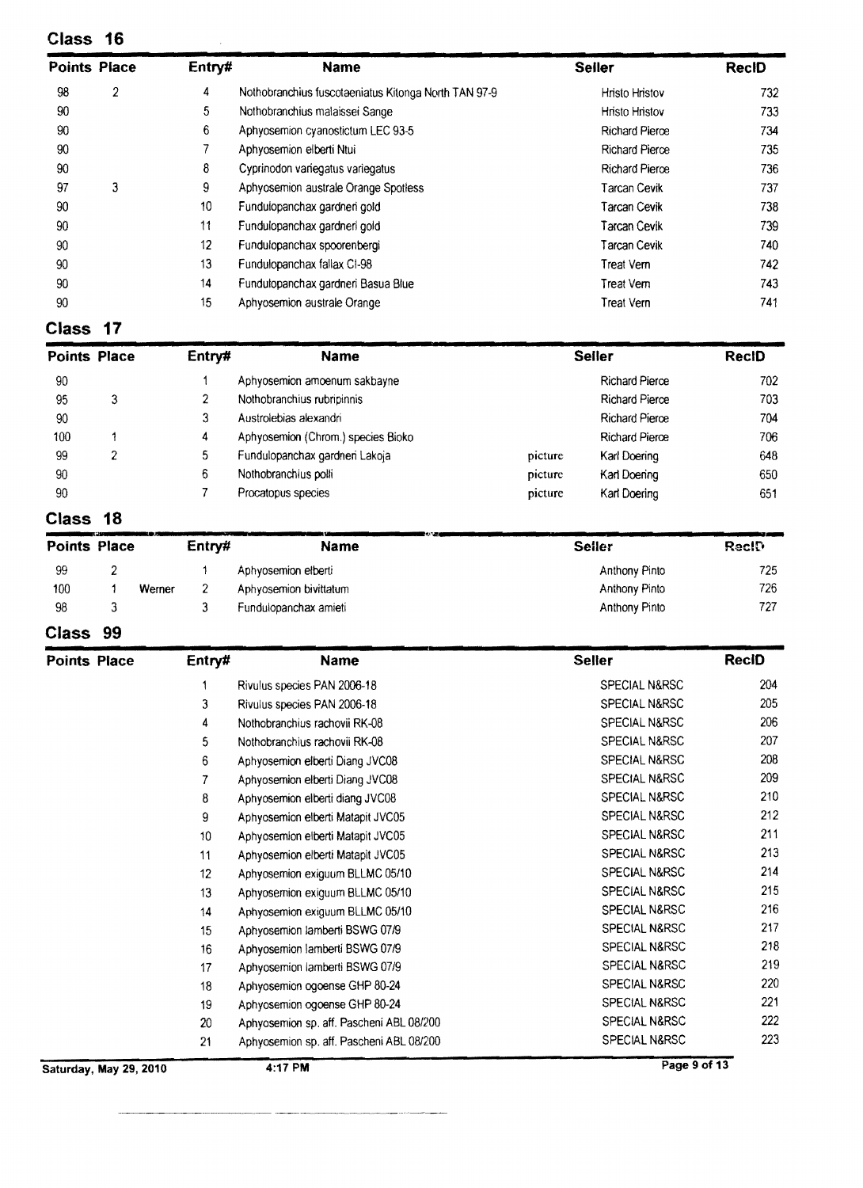## Class 16

| Points | Place | | Entry# | Name | | Seller | RecID |
|---|---|---|---|---|---|---|---|
| 98 | 2 | | 4 | Nothobranchius fuscotaeniatus Kitonga North TAN 97-9 | | Hristo Hristov | 732 |
| 90 | | | 5 | Nothobranchius malaissei Sange | | Hristo Hristov | 733 |
| 90 | | | 6 | Aphyosemion cyanostictum LEC 93-5 | | Richard Pierce | 734 |
| 90 | | | 7 | Aphyosemion elberti Ntui | | Richard Pierce | 735 |
| 90 | | | 8 | Cyprinodon variegatus variegatus | | Richard Pierce | 736 |
| 97 | 3 | | 9 | Aphyosemion australe Orange Spotless | | Tarcan Cevik | 737 |
| 90 | | | 10 | Fundulopanchax gardneri gold | | Tarcan Cevik | 738 |
| 90 | | | 11 | Fundulopanchax gardneri gold | | Tarcan Cevik | 739 |
| 90 | | | 12 | Fundulopanchax spoorenbergi | | Tarcan Cevik | 740 |
| 90 | | | 13 | Fundulopanchax fallax CI-98 | | Treat Vern | 742 |
| 90 | | | 14 | Fundulopanchax gardneri Basua Blue | | Treat Vern | 743 |
| 90 | | | 15 | Aphyosemion australe Orange | | Treat Vern | 741 |

## Class 17

| Points | Place | | Entry# | Name | | Seller | RecID |
|---|---|---|---|---|---|---|---|
| 90 | | | 1 | Aphyosemion amoenum sakbayne | | Richard Pierce | 702 |
| 95 | 3 | | 2 | Nothobranchius rubripinnis | | Richard Pierce | 703 |
| 90 | | | 3 | Austrolebias alexandri | | Richard Pierce | 704 |
| 100 | 1 | | 4 | Aphyosemion (Chrom.) species Bioko | | Richard Pierce | 706 |
| 99 | 2 | | 5 | Fundulopanchax gardneri Lakoja | picture | Karl Doering | 648 |
| 90 | | | 6 | Nothobranchius polli | picture | Karl Doering | 650 |
| 90 | | | 7 | Procatopus species | picture | Karl Doering | 651 |

## Class 18

| Points | Place | | Entry# | Name | | Seller | RecID |
|---|---|---|---|---|---|---|---|
| 99 | 2 | | 1 | Aphyosemion elberti | | Anthony Pinto | 725 |
| 100 | 1 | Werner | 2 | Aphyosemion bivittatum | | Anthony Pinto | 726 |
| 98 | 3 | | 3 | Fundulopanchax amieti | | Anthony Pinto | 727 |

## Class 99

| Points | Place | | Entry# | Name | | Seller | RecID |
|---|---|---|---|---|---|---|---|
| | | | 1 | Rivulus species PAN 2006-18 | | SPECIAL N&RSC | 204 |
| | | | 3 | Rivulus species PAN 2006-18 | | SPECIAL N&RSC | 205 |
| | | | 4 | Nothobranchius rachovii RK-08 | | SPECIAL N&RSC | 206 |
| | | | 5 | Nothobranchius rachovii RK-08 | | SPECIAL N&RSC | 207 |
| | | | 6 | Aphyosemion elberti Diang JVC08 | | SPECIAL N&RSC | 208 |
| | | | 7 | Aphyosemion elberti Diang JVC08 | | SPECIAL N&RSC | 209 |
| | | | 8 | Aphyosemion elberti diang JVC08 | | SPECIAL N&RSC | 210 |
| | | | 9 | Aphyosemion elberti Matapit JVC05 | | SPECIAL N&RSC | 212 |
| | | | 10 | Aphyosemion elberti Matapit JVC05 | | SPECIAL N&RSC | 211 |
| | | | 11 | Aphyosemion elberti Matapit JVC05 | | SPECIAL N&RSC | 213 |
| | | | 12 | Aphyosemion exiguum BLLMC 05/10 | | SPECIAL N&RSC | 214 |
| | | | 13 | Aphyosemion exiguum BLLMC 05/10 | | SPECIAL N&RSC | 215 |
| | | | 14 | Aphyosemion exiguum BLLMC 05/10 | | SPECIAL N&RSC | 216 |
| | | | 15 | Aphyosemion lamberti BSWG 07/9 | | SPECIAL N&RSC | 217 |
| | | | 16 | Aphyosemion lamberti BSWG 07/9 | | SPECIAL N&RSC | 218 |
| | | | 17 | Aphyosemion lamberti BSWG 07/9 | | SPECIAL N&RSC | 219 |
| | | | 18 | Aphyosemion ogoense GHP 80-24 | | SPECIAL N&RSC | 220 |
| | | | 19 | Aphyosemion ogoense GHP 80-24 | | SPECIAL N&RSC | 221 |
| | | | 20 | Aphyosemion sp. aff. Pascheni ABL 08/200 | | SPECIAL N&RSC | 222 |
| | | | 21 | Aphyosemion sp. aff. Pascheni ABL 08/200 | | SPECIAL N&RSC | 223 |

Saturday, May 29, 2010 4:17 PM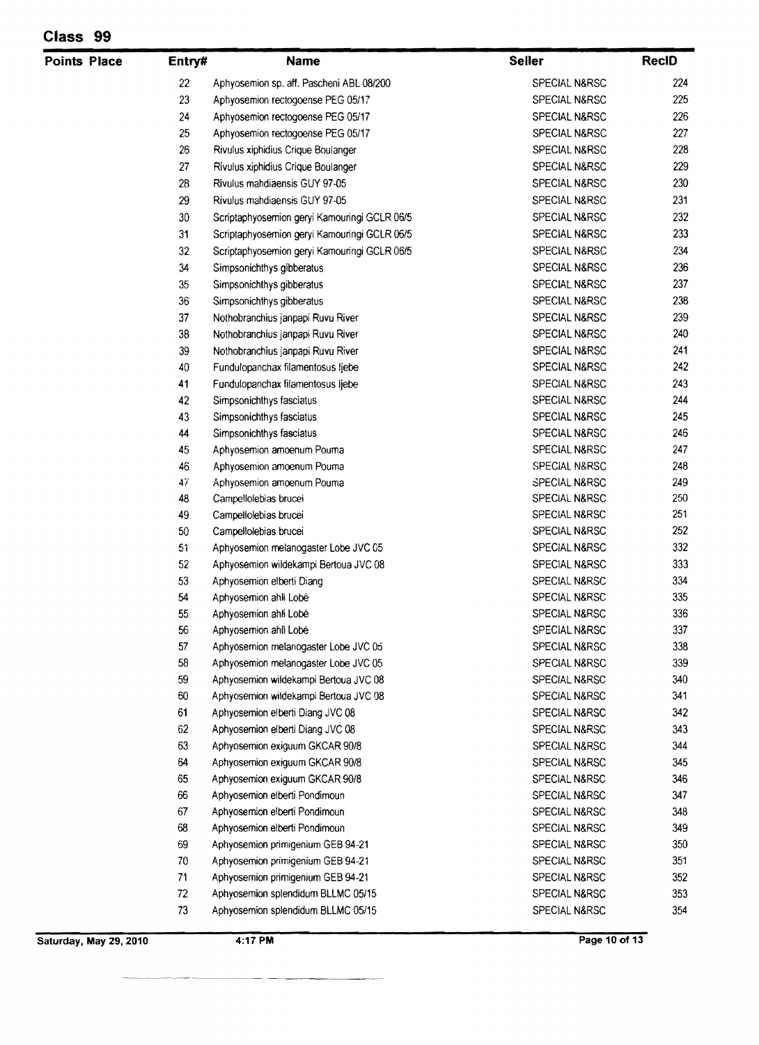## Class 99

| Points | Place | Entry# | Name | Seller | RecID |
|---|---|---|---|---|---|
| | | 22 | Aphyosemion sp. aff. Pascheni ABL 08/200 | SPECIAL N&RSC | 224 |
| | | 23 | Aphyosemion rectogoense PEG 05/17 | SPECIAL N&RSC | 225 |
| | | 24 | Aphyosemion rectogoense PEG 05/17 | SPECIAL N&RSC | 226 |
| | | 25 | Aphyosemion rectogoense PEG 05/17 | SPECIAL N&RSC | 227 |
| | | 26 | Rivulus xiphidius Crique Boulanger | SPECIAL N&RSC | 228 |
| | | 27 | Rivulus xiphidius Crique Boulanger | SPECIAL N&RSC | 229 |
| | | 28 | Rivulus mahdiaensis GUY 97-05 | SPECIAL N&RSC | 230 |
| | | 29 | Rivulus mahdiaensis GUY 97-05 | SPECIAL N&RSC | 231 |
| | | 30 | Scriptaphyosemion geryi Kamouringi GCLR 06/5 | SPECIAL N&RSC | 232 |
| | | 31 | Scriptaphyosemion geryi Kamouringi GCLR 06/5 | SPECIAL N&RSC | 233 |
| | | 32 | Scriptaphyosemion geryi Kamouringi GCLR 06/5 | SPECIAL N&RSC | 234 |
| | | 34 | Simpsonichthys gibberatus | SPECIAL N&RSC | 236 |
| | | 35 | Simpsonichthys gibberatus | SPECIAL N&RSC | 237 |
| | | 36 | Simpsonichthys gibberatus | SPECIAL N&RSC | 238 |
| | | 37 | Nothobranchius janpapi Ruvu River | SPECIAL N&RSC | 239 |
| | | 38 | Nothobranchius janpapi Ruvu River | SPECIAL N&RSC | 240 |
| | | 39 | Nothobranchius janpapi Ruvu River | SPECIAL N&RSC | 241 |
| | | 40 | Fundulopanchax filamentosus Ijebe | SPECIAL N&RSC | 242 |
| | | 41 | Fundulopanchax filamentosus Ijebe | SPECIAL N&RSC | 243 |
| | | 42 | Simpsonichthys fasciatus | SPECIAL N&RSC | 244 |
| | | 43 | Simpsonichthys fasciatus | SPECIAL N&RSC | 245 |
| | | 44 | Simpsonichthys fasciatus | SPECIAL N&RSC | 246 |
| | | 45 | Aphyosemion amoenum Pouma | SPECIAL N&RSC | 247 |
| | | 46 | Aphyosemion amoenum Pouma | SPECIAL N&RSC | 248 |
| | | 47 | Aphyosemion amoenum Pouma | SPECIAL N&RSC | 249 |
| | | 48 | Campellolebias brucei | SPECIAL N&RSC | 250 |
| | | 49 | Campellolebias brucei | SPECIAL N&RSC | 251 |
| | | 50 | Campellolebias brucei | SPECIAL N&RSC | 252 |
| | | 51 | Aphyosemion melanogaster Lobe JVC 05 | SPECIAL N&RSC | 332 |
| | | 52 | Aphyosemion wildekampi Bertoua JVC 08 | SPECIAL N&RSC | 333 |
| | | 53 | Aphyosemion elberti Diang | SPECIAL N&RSC | 334 |
| | | 54 | Aphyosemion ahli Lobé | SPECIAL N&RSC | 335 |
| | | 55 | Aphyosemion ahli Lobé | SPECIAL N&RSC | 336 |
| | | 56 | Aphyosemion ahli Lobé | SPECIAL N&RSC | 337 |
| | | 57 | Aphyosemion melanogaster Lobe JVC 05 | SPECIAL N&RSC | 338 |
| | | 58 | Aphyosemion melanogaster Lobe JVC 05 | SPECIAL N&RSC | 339 |
| | | 59 | Aphyosemion wildekampi Bertoua JVC 08 | SPECIAL N&RSC | 340 |
| | | 60 | Aphyosemion wildekampi Bertoua JVC 08 | SPECIAL N&RSC | 341 |
| | | 61 | Aphyosemion elberti Diang JVC 08 | SPECIAL N&RSC | 342 |
| | | 62 | Aphyosemion elberti Diang JVC 08 | SPECIAL N&RSC | 343 |
| | | 63 | Aphyosemion exiguum GKCAR 90/8 | SPECIAL N&RSC | 344 |
| | | 64 | Aphyosemion exiguum GKCAR 90/8 | SPECIAL N&RSC | 345 |
| | | 65 | Aphyosemion exiguum GKCAR 90/8 | SPECIAL N&RSC | 346 |
| | | 66 | Aphyosemion elberti Pondimoun | SPECIAL N&RSC | 347 |
| | | 67 | Aphyosemion elberti Pondimoun | SPECIAL N&RSC | 348 |
| | | 68 | Aphyosemion elberti Pondimoun | SPECIAL N&RSC | 349 |
| | | 69 | Aphyosemion primigenium GEB 94-21 | SPECIAL N&RSC | 350 |
| | | 70 | Aphyosemion primigenium GEB 94-21 | SPECIAL N&RSC | 351 |
| | | 71 | Aphyosemion primigenium GEB 94-21 | SPECIAL N&RSC | 352 |
| | | 72 | Aphyosemion splendidum BLLMC 05/15 | SPECIAL N&RSC | 353 |
| | | 73 | Aphyosemion splendidum BLLMC 05/15 | SPECIAL N&RSC | 354 |

Saturday, May 29, 2010 4:17 PM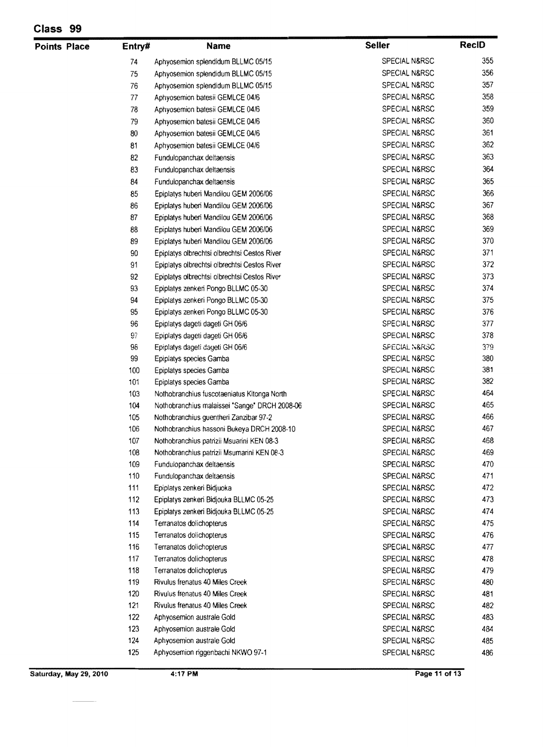## Class 99

| Points | Place | Entry# | Name | Seller | RecID |
|---|---|---|---|---|---|
| | | 74 | Aphyosemion splendidum BLLMC 05/15 | SPECIAL N&RSC | 355 |
| | | 75 | Aphyosemion splendidum BLLMC 05/15 | SPECIAL N&RSC | 356 |
| | | 76 | Aphyosemion splendidum BLLMC 05/15 | SPECIAL N&RSC | 357 |
| | | 77 | Aphyosemion batesii GEMLCE 04/6 | SPECIAL N&RSC | 358 |
| | | 78 | Aphyosemion batesii GEMLCE 04/6 | SPECIAL N&RSC | 359 |
| | | 79 | Aphyosemion batesii GEMLCE 04/6 | SPECIAL N&RSC | 360 |
| | | 80 | Aphyosemion batesii GEMLCE 04/6 | SPECIAL N&RSC | 361 |
| | | 81 | Aphyosemion batesii GEMLCE 04/6 | SPECIAL N&RSC | 362 |
| | | 82 | Fundulopanchax deltaensis | SPECIAL N&RSC | 363 |
| | | 83 | Fundulopanchax deltaensis | SPECIAL N&RSC | 364 |
| | | 84 | Fundulopanchax deltaensis | SPECIAL N&RSC | 365 |
| | | 85 | Epiplatys huberi Mandilou GEM 2006/06 | SPECIAL N&RSC | 366 |
| | | 86 | Epiplatys huberi Mandilou GEM 2006/06 | SPECIAL N&RSC | 367 |
| | | 87 | Epiplatys huberi Mandilou GEM 2006/06 | SPECIAL N&RSC | 368 |
| | | 88 | Epiplatys huberi Mandilou GEM 2006/06 | SPECIAL N&RSC | 369 |
| | | 89 | Epiplatys huberi Mandilou GEM 2006/06 | SPECIAL N&RSC | 370 |
| | | 90 | Epiplatys olbrechtsi olbrechtsi Cestos River | SPECIAL N&RSC | 371 |
| | | 91 | Epiplatys olbrechtsi olbrechtsi Cestos River | SPECIAL N&RSC | 372 |
| | | 92 | Epiplatys olbrechtsi olbrechtsi Cestos River | SPECIAL N&RSC | 373 |
| | | 93 | Epiplatys zenkeri Pongo BLLMC 05-30 | SPECIAL N&RSC | 374 |
| | | 94 | Epiplatys zenkeri Pongo BLLMC 05-30 | SPECIAL N&RSC | 375 |
| | | 95 | Epiplatys zenkeri Pongo BLLMC 05-30 | SPECIAL N&RSC | 376 |
| | | 96 | Epiplatys dageti dageti GH 06/6 | SPECIAL N&RSC | 377 |
| | | 97 | Epiplatys dageti dageti GH 06/6 | SPECIAL N&RSC | 378 |
| | | 98 | Epiplatys dageti dageti GH 06/6 | SPECIAL N&RSC | 379 |
| | | 99 | Epiplatys species Gamba | SPECIAL N&RSC | 380 |
| | | 100 | Epiplatys species Gamba | SPECIAL N&RSC | 381 |
| | | 101 | Epiplatys species Gamba | SPECIAL N&RSC | 382 |
| | | 103 | Nothobranchius fuscotaeniatus Kitonga North | SPECIAL N&RSC | 464 |
| | | 104 | Nothobranchius malaissei "Sange" DRCH 2008-06 | SPECIAL N&RSC | 465 |
| | | 105 | Nothobranchius guentheri Zanzibar 97-2 | SPECIAL N&RSC | 466 |
| | | 106 | Nothobranchius hassoni Bukeya DRCH 2008-10 | SPECIAL N&RSC | 467 |
| | | 107 | Nothobranchius patrizii Msuarini KEN 08-3 | SPECIAL N&RSC | 468 |
| | | 108 | Nothobranchius patrizii Msumarini KEN 08-3 | SPECIAL N&RSC | 469 |
| | | 109 | Fundulopanchax deltaensis | SPECIAL N&RSC | 470 |
| | | 110 | Fundulopanchax deltaensis | SPECIAL N&RSC | 471 |
| | | 111 | Epiplatys zenkeri Bidjuoka | SPECIAL N&RSC | 472 |
| | | 112 | Epiplatys zenkeri Bidjouka BLLMC 05-25 | SPECIAL N&RSC | 473 |
| | | 113 | Epiplatys zenkeri Bidjouka BLLMC 05-25 | SPECIAL N&RSC | 474 |
| | | 114 | Terranatos dolichopterus | SPECIAL N&RSC | 475 |
| | | 115 | Terranatos dolichopterus | SPECIAL N&RSC | 476 |
| | | 116 | Terranatos dolichopterus | SPECIAL N&RSC | 477 |
| | | 117 | Terranatos dolichopterus | SPECIAL N&RSC | 478 |
| | | 118 | Terranatos dolichopterus | SPECIAL N&RSC | 479 |
| | | 119 | Rivulus frenatus 40 Miles Creek | SPECIAL N&RSC | 480 |
| | | 120 | Rivulus frenatus 40 Miles Creek | SPECIAL N&RSC | 481 |
| | | 121 | Rivulus frenatus 40 Miles Creek | SPECIAL N&RSC | 482 |
| | | 122 | Aphyosemion australe Gold | SPECIAL N&RSC | 483 |
| | | 123 | Aphyosemion australe Gold | SPECIAL N&RSC | 484 |
| | | 124 | Aphyosemion australe Gold | SPECIAL N&RSC | 485 |
| | | 125 | Aphyosemion riggenbachi NKWO 97-1 | SPECIAL N&RSC | 486 |

Saturday, May 29, 2010 4:17 PM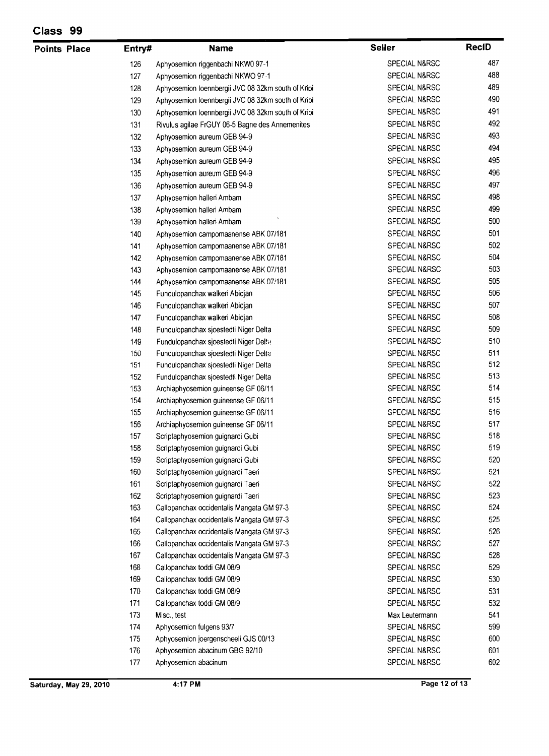# Class 99

| Points | Place | Entry# | Name | Seller | RecID |
|---|---|---|---|---|---|
| | | 126 | Aphyosemion riggenbachi NKW0 97-1 | SPECIAL N&RSC | 487 |
| | | 127 | Aphyosemion riggenbachi NKWO 97-1 | SPECIAL N&RSC | 488 |
| | | 128 | Aphyosemion loennbergii JVC 08 32km south of Kribi | SPECIAL N&RSC | 489 |
| | | 129 | Aphyosemion loennbergii JVC 08 32km south of Kribi | SPECIAL N&RSC | 490 |
| | | 130 | Aphyosemion loennbergii JVC 08 32km south of Kribi | SPECIAL N&RSC | 491 |
| | | 131 | Rivulus agilae FrGUY 06-5 Bagne des Annemenites | SPECIAL N&RSC | 492 |
| | | 132 | Aphyosemion aureum GEB 94-9 | SPECIAL N&RSC | 493 |
| | | 133 | Aphyosemion aureum GEB 94-9 | SPECIAL N&RSC | 494 |
| | | 134 | Aphyosemion aureum GEB 94-9 | SPECIAL N&RSC | 495 |
| | | 135 | Aphyosemion aureum GEB 94-9 | SPECIAL N&RSC | 496 |
| | | 136 | Aphyosemion aureum GEB 94-9 | SPECIAL N&RSC | 497 |
| | | 137 | Aphyosemion halleri Ambam | SPECIAL N&RSC | 498 |
| | | 138 | Aphyosemion halleri Ambam | SPECIAL N&RSC | 499 |
| | | 139 | Aphyosemion halleri Ambam | SPECIAL N&RSC | 500 |
| | | 140 | Aphyosemion campomaanense ABK 07/181 | SPECIAL N&RSC | 501 |
| | | 141 | Aphyosemion campomaanense ABK 07/181 | SPECIAL N&RSC | 502 |
| | | 142 | Aphyosemion campomaanense ABK 07/181 | SPECIAL N&RSC | 504 |
| | | 143 | Aphyosemion campomaanense ABK 07/181 | SPECIAL N&RSC | 503 |
| | | 144 | Aphyosemion campomaanense ABK 07/181 | SPECIAL N&RSC | 505 |
| | | 145 | Fundulopanchax walkeri Abidjan | SPECIAL N&RSC | 506 |
| | | 146 | Fundulopanchax walkeri Abidjan | SPECIAL N&RSC | 507 |
| | | 147 | Fundulopanchax walkeri Abidjan | SPECIAL N&RSC | 508 |
| | | 148 | Fundulopanchax sjoestedti Niger Delta | SPECIAL N&RSC | 509 |
| | | 149 | Fundulopanchax sjoestedti Niger Delta | SPECIAL N&RSC | 510 |
| | | 150 | Fundulopanchax sjoestedti Niger Delta | SPECIAL N&RSC | 511 |
| | | 151 | Fundulopanchax sjoestedti Niger Delta | SPECIAL N&RSC | 512 |
| | | 152 | Fundulopanchax sjoestedti Niger Delta | SPECIAL N&RSC | 513 |
| | | 153 | Archiaphyosemion guineense GF 06/11 | SPECIAL N&RSC | 514 |
| | | 154 | Archiaphyosemion guineense GF 06/11 | SPECIAL N&RSC | 515 |
| | | 155 | Archiaphyosemion guineense GF 06/11 | SPECIAL N&RSC | 516 |
| | | 156 | Archiaphyosemion guineense GF 06/11 | SPECIAL N&RSC | 517 |
| | | 157 | Scriptaphyosemion guignardi Gubi | SPECIAL N&RSC | 518 |
| | | 158 | Scriptaphyosemion guignardi Gubi | SPECIAL N&RSC | 519 |
| | | 159 | Scriptaphyosemion guignardi Gubi | SPECIAL N&RSC | 520 |
| | | 160 | Scriptaphyosemion guignardi Taeri | SPECIAL N&RSC | 521 |
| | | 161 | Scriptaphyosemion guignardi Taeri | SPECIAL N&RSC | 522 |
| | | 162 | Scriptaphyosemion guignardi Taeri | SPECIAL N&RSC | 523 |
| | | 163 | Callopanchax occidentalis Mangata GM 97-3 | SPECIAL N&RSC | 524 |
| | | 164 | Callopanchax occidentalis Mangata GM 97-3 | SPECIAL N&RSC | 525 |
| | | 165 | Callopanchax occidentalis Mangata GM 97-3 | SPECIAL N&RSC | 526 |
| | | 166 | Callopanchax occidentalis Mangata GM 97-3 | SPECIAL N&RSC | 527 |
| | | 167 | Callopanchax occidentalis Mangata GM 97-3 | SPECIAL N&RSC | 528 |
| | | 168 | Callopanchax toddi GM 08/9 | SPECIAL N&RSC | 529 |
| | | 169 | Callopanchax toddi GM 08/9 | SPECIAL N&RSC | 530 |
| | | 170 | Callopanchax toddi GM 08/9 | SPECIAL N&RSC | 531 |
| | | 171 | Callopanchax toddi GM 08/9 | SPECIAL N&RSC | 532 |
| | | 173 | Misc., test | Max Leutermann | 541 |
| | | 174 | Aphyosemion fulgens 93/7 | SPECIAL N&RSC | 599 |
| | | 175 | Aphyosemion joergenscheeli GJS 00/13 | SPECIAL N&RSC | 600 |
| | | 176 | Aphyosemion abacinum GBG 92/10 | SPECIAL N&RSC | 601 |
| | | 177 | Aphyosemion abacinum | SPECIAL N&RSC | 602 |

Saturday, May 29, 2010 4:17 PM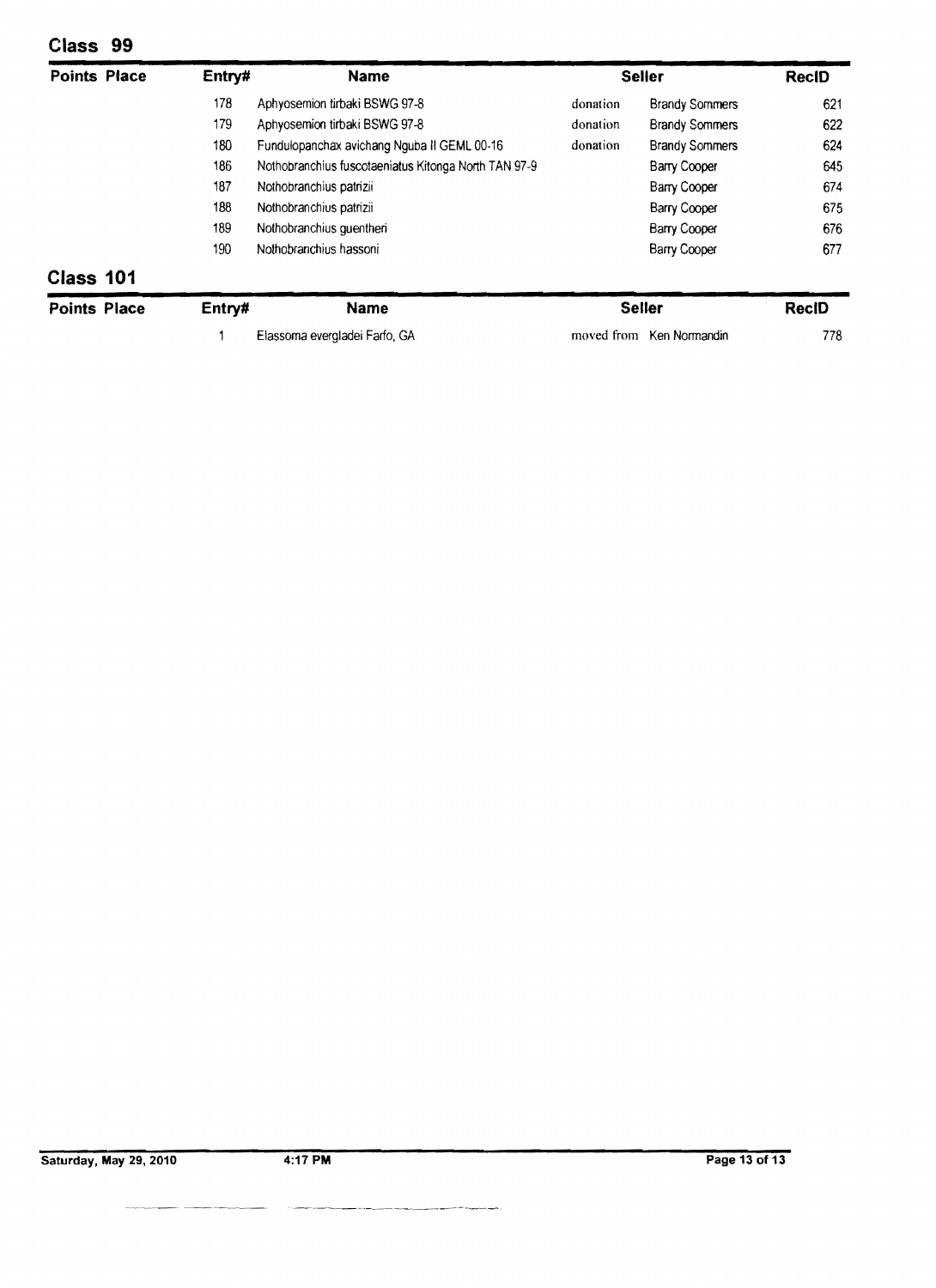## Class 99

| Points | Place | Entry# | Name | Seller | | RecID |
|---|---|---|---|---|---|---|
| | | 178 | Aphyosemion tirbaki BSWG 97-8 | donation | Brandy Sommers | 621 |
| | | 179 | Aphyosemion tirbaki BSWG 97-8 | donation | Brandy Sommers | 622 |
| | | 180 | Fundulopanchax avichang Nguba II GEML 00-16 | donation | Brandy Sommers | 624 |
| | | 186 | Nothobranchius fuscotaeniatus Kitonga North TAN 97-9 | | Barry Cooper | 645 |
| | | 187 | Nothobranchius patrizii | | Barry Cooper | 674 |
| | | 188 | Nothobranchius patrizii | | Barry Cooper | 675 |
| | | 189 | Nothobranchius guentheri | | Barry Cooper | 676 |
| | | 190 | Nothobranchius hassoni | | Barry Cooper | 677 |

## Class 101

| Points | Place | Entry# | Name | Seller | | RecID |
|---|---|---|---|---|---|---|
| | | 1 | Elassoma evergladei Farfo, GA | moved from | Ken Normandin | 778 |

Saturday, May 29, 2010 4:17 PM